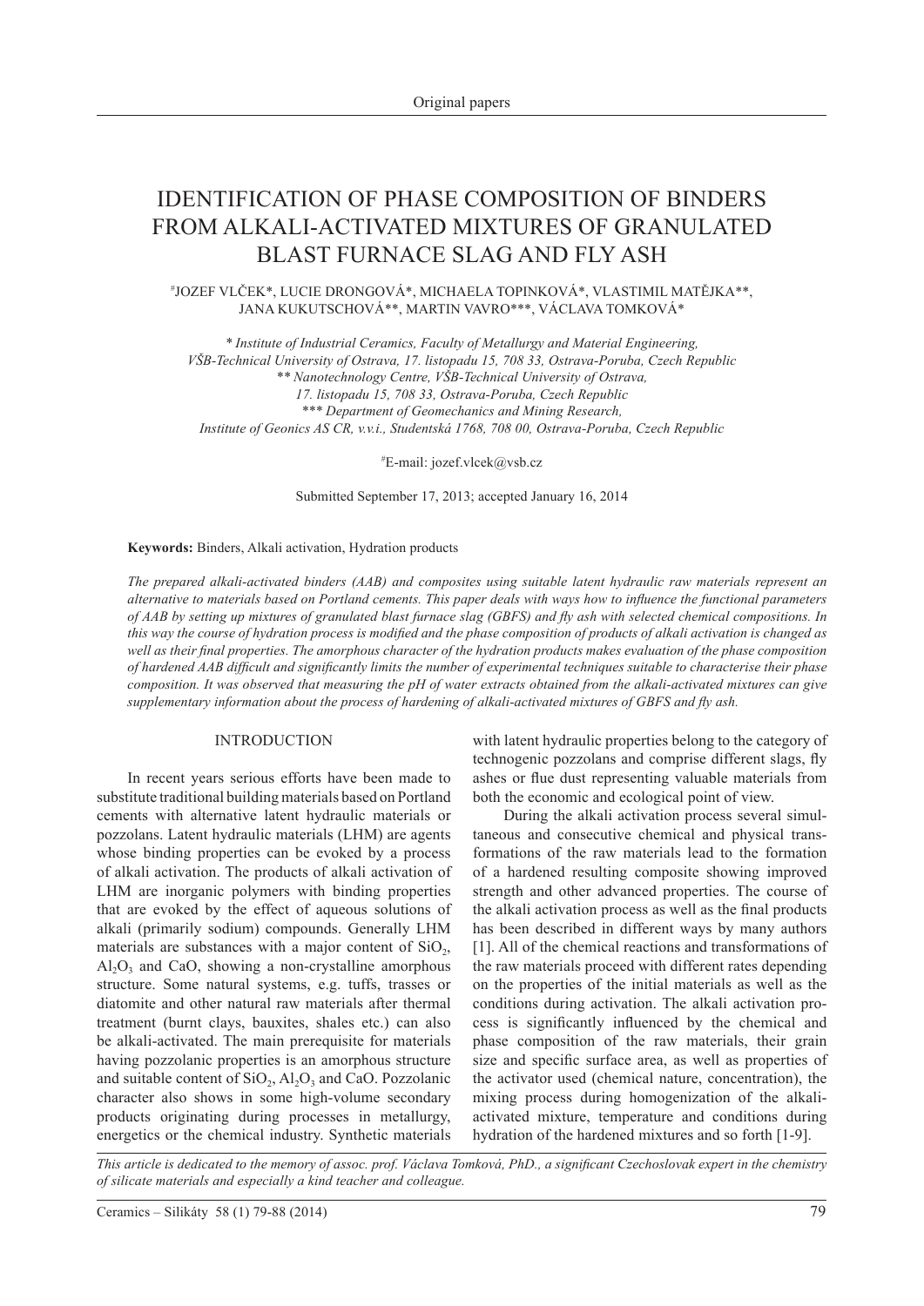# IDENTIFICATION OF PHASE COMPOSITION OF BINDERS FROM ALKALI-ACTIVATED MIXTURES OF GRANULATED BLAST FURNACE SLAG AND FLY ASH

[#]JOZEF VLČEK*, LUCIE DRONGOVÁ*, MICHAELA TOPINKOVÁ*, VLASTIMIL MATĚJKA**, JANA KUKUTSCHOVÁ**, MARTIN VAVRO***, VÁCLAVA TOMKOVÁ*

*\* Institute of Industrial Ceramics, Faculty of Metallurgy and Material Engineering, VŠB-Technical University of Ostrava, 17. listopadu 15, 708 33, Ostrava-Poruba, Czech Republic*
*\*\* Nanotechnology Centre, VŠB-Technical University of Ostrava, 17. listopadu 15, 708 33, Ostrava-Poruba, Czech Republic*
*\*\*\* Department of Geomechanics and Mining Research, Institute of Geonics AS CR, v.v.i., Studentská 1768, 708 00, Ostrava-Poruba, Czech Republic*

[#]E-mail: jozef.vlcek@vsb.cz

Submitted September 17, 2013; accepted January 16, 2014

**Keywords:** Binders, Alkali activation, Hydration products

*The prepared alkali-activated binders (AAB) and composites using suitable latent hydraulic raw materials represent an alternative to materials based on Portland cements. This paper deals with ways how to influence the functional parameters of AAB by setting up mixtures of granulated blast furnace slag (GBFS) and fly ash with selected chemical compositions. In this way the course of hydration process is modified and the phase composition of products of alkali activation is changed as well as their final properties. The amorphous character of the hydration products makes evaluation of the phase composition of hardened AAB difficult and significantly limits the number of experimental techniques suitable to characterise their phase composition. It was observed that measuring the pH of water extracts obtained from the alkali-activated mixtures can give supplementary information about the process of hardening of alkali-activated mixtures of GBFS and fly ash.*

## INTRODUCTION

In recent years serious efforts have been made to substitute traditional building materials based on Portland cements with alternative latent hydraulic materials or pozzolans. Latent hydraulic materials (LHM) are agents whose binding properties can be evoked by a process of alkali activation. The products of alkali activation of LHM are inorganic polymers with binding properties that are evoked by the effect of aqueous solutions of alkali (primarily sodium) compounds. Generally LHM materials are substances with a major content of $SiO_2$, $Al_2O_3$ and CaO, showing a non-crystalline amorphous structure. Some natural systems, e.g. tuffs, trasses or diatomite and other natural raw materials after thermal treatment (burnt clays, bauxites, shales etc.) can also be alkali-activated. The main prerequisite for materials having pozzolanic properties is an amorphous structure and suitable content of $SiO_2$, $Al_2O_3$ and CaO. Pozzolanic character also shows in some high-volume secondary products originating during processes in metallurgy, energetics or the chemical industry. Synthetic materials with latent hydraulic properties belong to the category of technogenic pozzolans and comprise different slags, fly ashes or flue dust representing valuable materials from both the economic and ecological point of view.

During the alkali activation process several simultaneous and consecutive chemical and physical transformations of the raw materials lead to the formation of a hardened resulting composite showing improved strength and other advanced properties. The course of the alkali activation process as well as the final products has been described in different ways by many authors [1]. All of the chemical reactions and transformations of the raw materials proceed with different rates depending on the properties of the initial materials as well as the conditions during activation. The alkali activation process is significantly influenced by the chemical and phase composition of the raw materials, their grain size and specific surface area, as well as properties of the activator used (chemical nature, concentration), the mixing process during homogenization of the alkali-activated mixture, temperature and conditions during hydration of the hardened mixtures and so forth [1-9].

*This article is dedicated to the memory of assoc. prof. Václava Tomková, PhD., a significant Czechoslovak expert in the chemistry of silicate materials and especially a kind teacher and colleague.*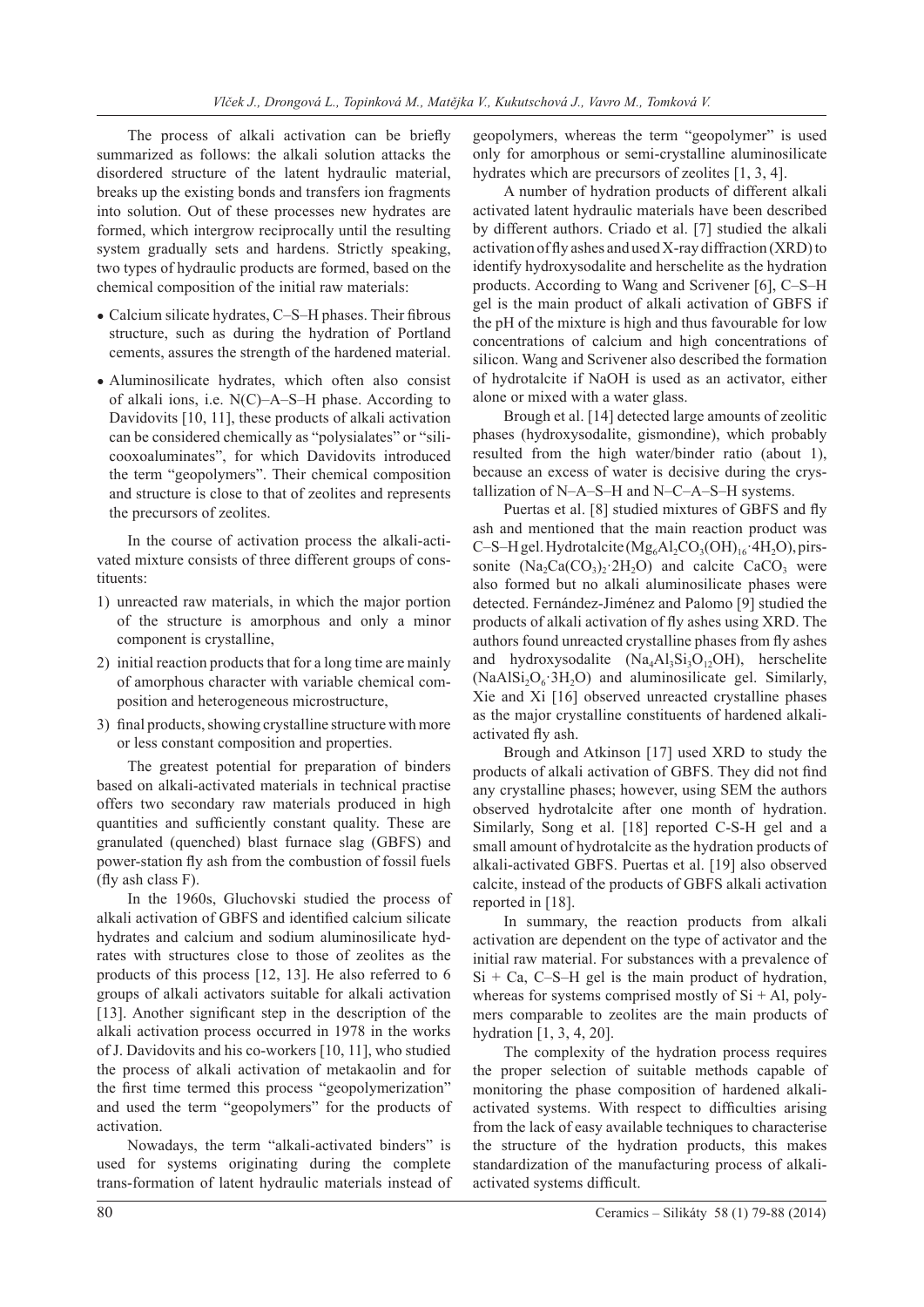The process of alkali activation can be briefly summarized as follows: the alkali solution attacks the disordered structure of the latent hydraulic material, breaks up the existing bonds and transfers ion fragments into solution. Out of these processes new hydrates are formed, which intergrow reciprocally until the resulting system gradually sets and hardens. Strictly speaking, two types of hydraulic products are formed, based on the chemical composition of the initial raw materials:

- Calcium silicate hydrates, C–S–H phases. Their fibrous structure, such as during the hydration of Portland cements, assures the strength of the hardened material.
- Aluminosilicate hydrates, which often also consist of alkali ions, i.e. N(C)–A–S–H phase. According to Davidovits [10, 11], these products of alkali activation can be considered chemically as "polysialates" or "silicooxoaluminates", for which Davidovits introduced the term "geopolymers". Their chemical composition and structure is close to that of zeolites and represents the precursors of zeolites.

In the course of activation process the alkali-activated mixture consists of three different groups of constituents:

1) unreacted raw materials, in which the major portion of the structure is amorphous and only a minor component is crystalline,
2) initial reaction products that for a long time are mainly of amorphous character with variable chemical composition and heterogeneous microstructure,
3) final products, showing crystalline structure with more or less constant composition and properties.

The greatest potential for preparation of binders based on alkali-activated materials in technical practise offers two secondary raw materials produced in high quantities and sufficiently constant quality. These are granulated (quenched) blast furnace slag (GBFS) and power-station fly ash from the combustion of fossil fuels (fly ash class F).

In the 1960s, Gluchovski studied the process of alkali activation of GBFS and identified calcium silicate hydrates and calcium and sodium aluminosilicate hydrates with structures close to those of zeolites as the products of this process [12, 13]. He also referred to 6 groups of alkali activators suitable for alkali activation [13]. Another significant step in the description of the alkali activation process occurred in 1978 in the works of J. Davidovits and his co-workers [10, 11], who studied the process of alkali activation of metakaolin and for the first time termed this process "geopolymerization" and used the term "geopolymers" for the products of activation.

Nowadays, the term "alkali-activated binders" is used for systems originating during the complete trans-formation of latent hydraulic materials instead of geopolymers, whereas the term "geopolymer" is used only for amorphous or semi-crystalline aluminosilicate hydrates which are precursors of zeolites [1, 3, 4].

A number of hydration products of different alkali activated latent hydraulic materials have been described by different authors. Criado et al. [7] studied the alkali activation of fly ashes and used X-ray diffraction (XRD) to identify hydroxysodalite and herschelite as the hydration products. According to Wang and Scrivener [6], C–S–H gel is the main product of alkali activation of GBFS if the pH of the mixture is high and thus favourable for low concentrations of calcium and high concentrations of silicon. Wang and Scrivener also described the formation of hydrotalcite if NaOH is used as an activator, either alone or mixed with a water glass.

Brough et al. [14] detected large amounts of zeolitic phases (hydroxysodalite, gismondine), which probably resulted from the high water/binder ratio (about 1), because an excess of water is decisive during the crystallization of N–A–S–H and N–C–A–S–H systems.

Puertas et al. [8] studied mixtures of GBFS and fly ash and mentioned that the main reaction product was C–S–H gel. Hydrotalcite ($Mg_6Al_2CO_3(OH)_{16}\cdot 4H_2O$), pirssonite ($Na_2Ca(CO_3)_2\cdot 2H_2O$) and calcite $CaCO_3$ were also formed but no alkali aluminosilicate phases were detected. Fernández-Jiménez and Palomo [9] studied the products of alkali activation of fly ashes using XRD. The authors found unreacted crystalline phases from fly ashes and hydroxysodalite ($Na_4Al_3Si_3O_{12}OH$), herschelite ($NaAlSi_2O_6\cdot 3H_2O$) and aluminosilicate gel. Similarly, Xie and Xi [16] observed unreacted crystalline phases as the major crystalline constituents of hardened alkali-activated fly ash.

Brough and Atkinson [17] used XRD to study the products of alkali activation of GBFS. They did not find any crystalline phases; however, using SEM the authors observed hydrotalcite after one month of hydration. Similarly, Song et al. [18] reported C-S-H gel and a small amount of hydrotalcite as the hydration products of alkali-activated GBFS. Puertas et al. [19] also observed calcite, instead of the products of GBFS alkali activation reported in [18].

In summary, the reaction products from alkali activation are dependent on the type of activator and the initial raw material. For substances with a prevalence of Si + Ca, C–S–H gel is the main product of hydration, whereas for systems comprised mostly of Si + Al, polymers comparable to zeolites are the main products of hydration [1, 3, 4, 20].

The complexity of the hydration process requires the proper selection of suitable methods capable of monitoring the phase composition of hardened alkali-activated systems. With respect to difficulties arising from the lack of easy available techniques to characterise the structure of the hydration products, this makes standardization of the manufacturing process of alkali-activated systems difficult.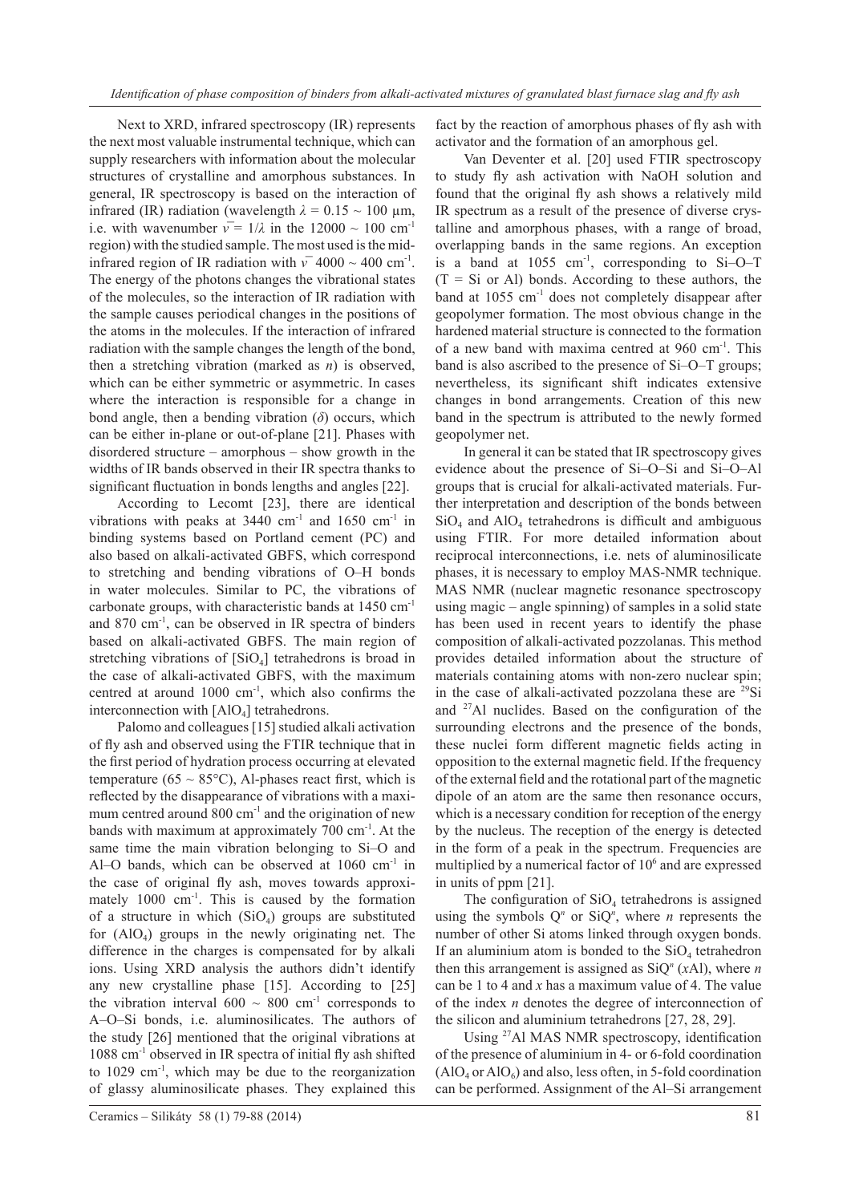Next to XRD, infrared spectroscopy (IR) represents the next most valuable instrumental technique, which can supply researchers with information about the molecular structures of crystalline and amorphous substances. In general, IR spectroscopy is based on the interaction of infrared (IR) radiation (wavelength $\lambda = 0.15 \sim 100$ μm, i.e. with wavenumber $\bar{\nu} = 1/\lambda$ in the $12000 \sim 100$ cm$^{-1}$ region) with the studied sample. The most used is the mid-infrared region of IR radiation with $\bar{\nu}$ $4000 \sim 400$ cm$^{-1}$. The energy of the photons changes the vibrational states of the molecules, so the interaction of IR radiation with the sample causes periodical changes in the positions of the atoms in the molecules. If the interaction of infrared radiation with the sample changes the length of the bond, then a stretching vibration (marked as $n$) is observed, which can be either symmetric or asymmetric. In cases where the interaction is responsible for a change in bond angle, then a bending vibration ($\delta$) occurs, which can be either in-plane or out-of-plane [21]. Phases with disordered structure – amorphous – show growth in the widths of IR bands observed in their IR spectra thanks to significant fluctuation in bonds lengths and angles [22].

According to Lecomt [23], there are identical vibrations with peaks at 3440 cm$^{-1}$ and 1650 cm$^{-1}$ in binding systems based on Portland cement (PC) and also based on alkali-activated GBFS, which correspond to stretching and bending vibrations of O–H bonds in water molecules. Similar to PC, the vibrations of carbonate groups, with characteristic bands at 1450 cm$^{-1}$ and 870 cm$^{-1}$, can be observed in IR spectra of binders based on alkali-activated GBFS. The main region of stretching vibrations of $[SiO_4]$ tetrahedrons is broad in the case of alkali-activated GBFS, with the maximum centred at around 1000 cm$^{-1}$, which also confirms the interconnection with $[AlO_4]$ tetrahedrons.

Palomo and colleagues [15] studied alkali activation of fly ash and observed using the FTIR technique that in the first period of hydration process occurring at elevated temperature ($65 \sim 85$°C), Al-phases react first, which is reflected by the disappearance of vibrations with a maximum centred around 800 cm$^{-1}$ and the origination of new bands with maximum at approximately 700 cm$^{-1}$. At the same time the main vibration belonging to Si–O and Al–O bands, which can be observed at 1060 cm$^{-1}$ in the case of original fly ash, moves towards approximately 1000 cm$^{-1}$. This is caused by the formation of a structure in which $(SiO_4)$ groups are substituted for $(AlO_4)$ groups in the newly originating net. The difference in the charges is compensated for by alkali ions. Using XRD analysis the authors didn't identify any new crystalline phase [15]. According to [25] the vibration interval $600 \sim 800$ cm$^{-1}$ corresponds to A–O–Si bonds, i.e. aluminosilicates. The authors of the study [26] mentioned that the original vibrations at 1088 cm$^{-1}$ observed in IR spectra of initial fly ash shifted to 1029 cm$^{-1}$, which may be due to the reorganization of glassy aluminosilicate phases. They explained this fact by the reaction of amorphous phases of fly ash with activator and the formation of an amorphous gel.

Van Deventer et al. [20] used FTIR spectroscopy to study fly ash activation with NaOH solution and found that the original fly ash shows a relatively mild IR spectrum as a result of the presence of diverse crystalline and amorphous phases, with a range of broad, overlapping bands in the same regions. An exception is a band at 1055 cm$^{-1}$, corresponding to Si–O–T (T = Si or Al) bonds. According to these authors, the band at 1055 cm$^{-1}$ does not completely disappear after geopolymer formation. The most obvious change in the hardened material structure is connected to the formation of a new band with maxima centred at 960 cm$^{-1}$. This band is also ascribed to the presence of Si–O–T groups; nevertheless, its significant shift indicates extensive changes in bond arrangements. Creation of this new band in the spectrum is attributed to the newly formed geopolymer net.

In general it can be stated that IR spectroscopy gives evidence about the presence of Si–O–Si and Si–O–Al groups that is crucial for alkali-activated materials. Further interpretation and description of the bonds between $SiO_4$ and $AlO_4$ tetrahedrons is difficult and ambiguous using FTIR. For more detailed information about reciprocal interconnections, i.e. nets of aluminosilicate phases, it is necessary to employ MAS-NMR technique. MAS NMR (nuclear magnetic resonance spectroscopy using magic – angle spinning) of samples in a solid state has been used in recent years to identify the phase composition of alkali-activated pozzolanas. This method provides detailed information about the structure of materials containing atoms with non-zero nuclear spin; in the case of alkali-activated pozzolana these are $^{29}$Si and $^{27}$Al nuclides. Based on the configuration of the surrounding electrons and the presence of the bonds, these nuclei form different magnetic fields acting in opposition to the external magnetic field. If the frequency of the external field and the rotational part of the magnetic dipole of an atom are the same then resonance occurs, which is a necessary condition for reception of the energy by the nucleus. The reception of the energy is detected in the form of a peak in the spectrum. Frequencies are multiplied by a numerical factor of $10^6$ and are expressed in units of ppm [21].

The configuration of $SiO_4$ tetrahedrons is assigned using the symbols $Q^n$ or $SiQ^n$, where $n$ represents the number of other Si atoms linked through oxygen bonds. If an aluminium atom is bonded to the $SiO_4$ tetrahedron then this arrangement is assigned as $SiQ^n$ ($x$Al), where $n$ can be 1 to 4 and $x$ has a maximum value of 4. The value of the index $n$ denotes the degree of interconnection of the silicon and aluminium tetrahedrons [27, 28, 29].

Using $^{27}$Al MAS NMR spectroscopy, identification of the presence of aluminium in 4- or 6-fold coordination ($AlO_4$ or $AlO_6$) and also, less often, in 5-fold coordination can be performed. Assignment of the Al–Si arrangement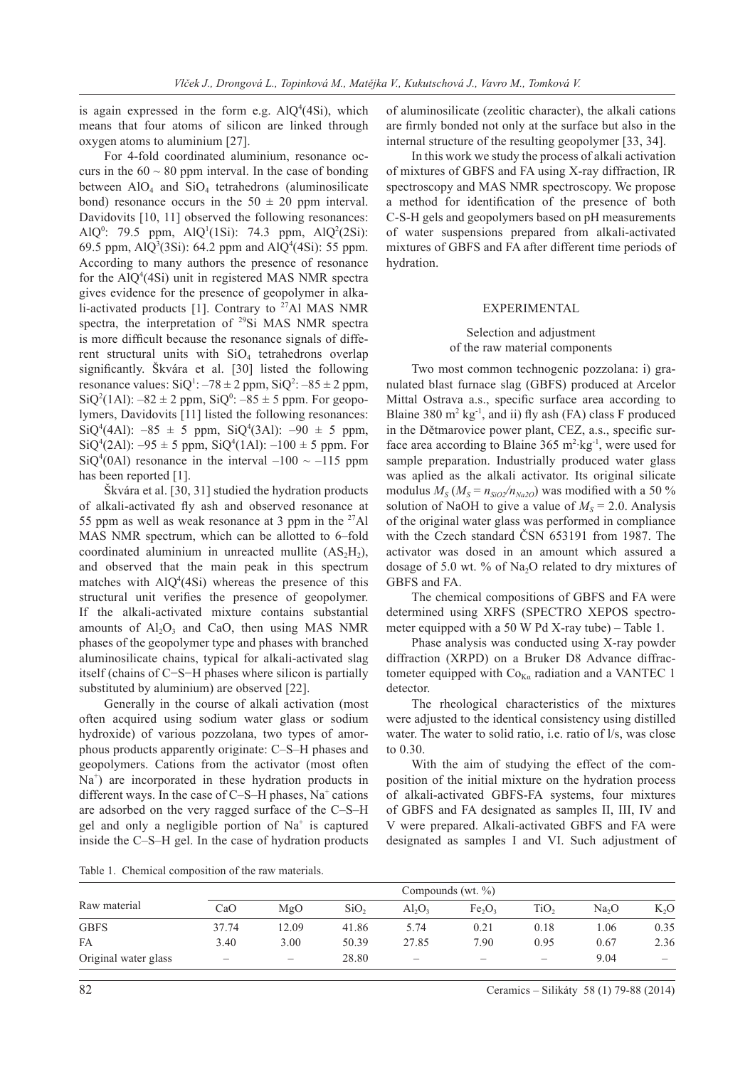is again expressed in the form e.g. $AlQ^4(4Si)$, which means that four atoms of silicon are linked through oxygen atoms to aluminium [27].

For 4-fold coordinated aluminium, resonance occurs in the $60 \sim 80$ ppm interval. In the case of bonding between $AlO_4$ and $SiO_4$ tetrahedrons (aluminosilicate bond) resonance occurs in the $50 \pm 20$ ppm interval. Davidovits [10, 11] observed the following resonances: $AlQ^0$: 79.5 ppm, $AlQ^1(1Si)$: 74.3 ppm, $AlQ^2(2Si)$: 69.5 ppm, $AlQ^3(3Si)$: 64.2 ppm and $AlQ^4(4Si)$: 55 ppm. According to many authors the presence of resonance for the $AlQ^4(4Si)$ unit in registered MAS NMR spectra gives evidence for the presence of geopolymer in alkali-activated products [1]. Contrary to $^{27}Al$ MAS NMR spectra, the interpretation of $^{29}Si$ MAS NMR spectra is more difficult because the resonance signals of different structural units with $SiO_4$ tetrahedrons overlap significantly. Škvára et al. [30] listed the following resonance values: $SiQ^1$: $-78 \pm 2$ ppm, $SiQ^2$: $-85 \pm 2$ ppm, $SiQ^2(1Al)$: $-82 \pm 2$ ppm, $SiQ^0$: $-85 \pm 5$ ppm. For geopolymers, Davidovits [11] listed the following resonances: $SiQ^4(4Al)$: $-85 \pm 5$ ppm, $SiQ^4(3Al)$: $-90 \pm 5$ ppm, $SiQ^4(2Al)$: $-95 \pm 5$ ppm, $SiQ^4(1Al)$: $-100 \pm 5$ ppm. For $SiQ^4(0Al)$ resonance in the interval $-100 \sim -115$ ppm has been reported [1].

Škvára et al. [30, 31] studied the hydration products of alkali-activated fly ash and observed resonance at 55 ppm as well as weak resonance at 3 ppm in the $^{27}Al$ MAS NMR spectrum, which can be allotted to 6–fold coordinated aluminium in unreacted mullite ($AS_2H_2$), and observed that the main peak in this spectrum matches with $AlQ^4(4Si)$ whereas the presence of this structural unit verifies the presence of geopolymer. If the alkali-activated mixture contains substantial amounts of $Al_2O_3$ and CaO, then using MAS NMR phases of the geopolymer type and phases with branched aluminosilicate chains, typical for alkali-activated slag itself (chains of C−S−H phases where silicon is partially substituted by aluminium) are observed [22].

Generally in the course of alkali activation (most often acquired using sodium water glass or sodium hydroxide) of various pozzolana, two types of amorphous products apparently originate: C–S–H phases and geopolymers. Cations from the activator (most often $Na^+$) are incorporated in these hydration products in different ways. In the case of C–S–H phases, $Na^+$ cations are adsorbed on the very ragged surface of the C–S–H gel and only a negligible portion of $Na^+$ is captured inside the C–S–H gel. In the case of hydration products of aluminosilicate (zeolitic character), the alkali cations are firmly bonded not only at the surface but also in the internal structure of the resulting geopolymer [33, 34].

In this work we study the process of alkali activation of mixtures of GBFS and FA using X-ray diffraction, IR spectroscopy and MAS NMR spectroscopy. We propose a method for identification of the presence of both C-S-H gels and geopolymers based on pH measurements of water suspensions prepared from alkali-activated mixtures of GBFS and FA after different time periods of hydration.

## EXPERIMENTAL

### Selection and adjustment of the raw material components

Two most common technogenic pozzolana: i) granulated blast furnace slag (GBFS) produced at Arcelor Mittal Ostrava a.s., specific surface area according to Blaine 380 $m^2\,kg^{-1}$, and ii) fly ash (FA) class F produced in the Dětmarovice power plant, CEZ, a.s., specific surface area according to Blaine 365 $m^2\cdot kg^{-1}$, were used for sample preparation. Industrially produced water glass was aplied as the alkali activator. Its original silicate modulus $M_S$ ($M_S = n_{SiO2}/n_{Na2O}$) was modified with a 50 % solution of NaOH to give a value of $M_S = 2.0$. Analysis of the original water glass was performed in compliance with the Czech standard ČSN 653191 from 1987. The activator was dosed in an amount which assured a dosage of 5.0 wt. % of $Na_2O$ related to dry mixtures of GBFS and FA.

The chemical compositions of GBFS and FA were determined using XRFS (SPECTRO XEPOS spectrometer equipped with a 50 W Pd X-ray tube) – Table 1.

Phase analysis was conducted using X-ray powder diffraction (XRPD) on a Bruker D8 Advance diffractometer equipped with $Co_{K\alpha}$ radiation and a VANTEC 1 detector.

The rheological characteristics of the mixtures were adjusted to the identical consistency using distilled water. The water to solid ratio, i.e. ratio of l/s, was close to 0.30.

With the aim of studying the effect of the composition of the initial mixture on the hydration process of alkali-activated GBFS-FA systems, four mixtures of GBFS and FA designated as samples II, III, IV and V were prepared. Alkali-activated GBFS and FA were designated as samples I and VI. Such adjustment of

Table 1. Chemical composition of the raw materials.

| Raw material | Compounds (wt. %) | | | | | | | |
|---|---|---|---|---|---|---|---|---|
| | CaO | MgO | $SiO_2$ | $Al_2O_3$ | $Fe_2O_3$ | $TiO_2$ | $Na_2O$ | $K_2O$ |
| GBFS | 37.74 | 12.09 | 41.86 | 5.74 | 0.21 | 0.18 | 1.06 | 0.35 |
| FA | 3.40 | 3.00 | 50.39 | 27.85 | 7.90 | 0.95 | 0.67 | 2.36 |
| Original water glass | – | – | 28.80 | – | – | – | 9.04 | – |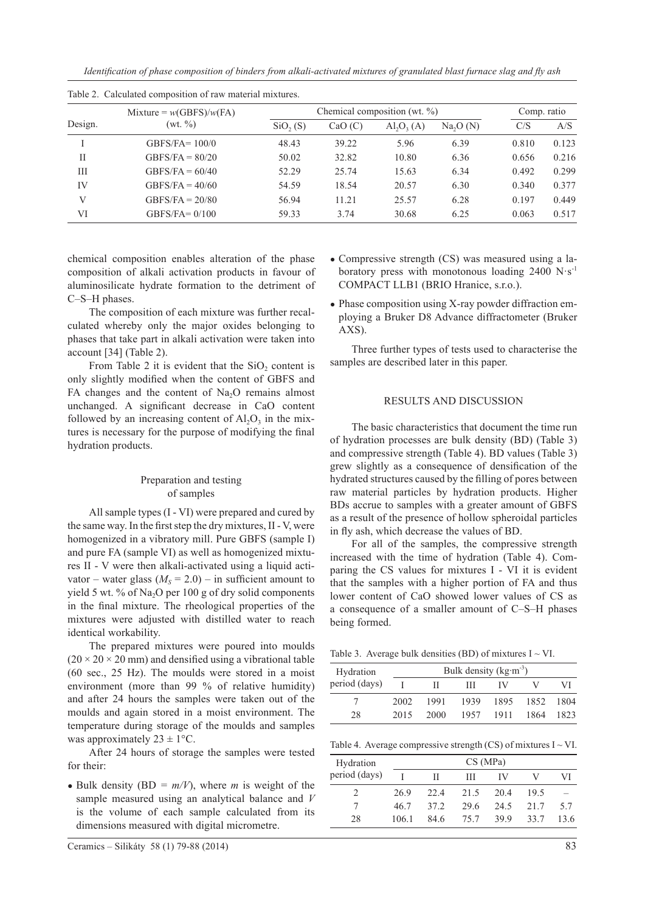Table 2. Calculated composition of raw material mixtures.

| Design. | Mixture = $w$(GBFS)/$w$(FA) (wt. %) | Chemical composition (wt. %) | | | | Comp. ratio | |
|---|---|---|---|---|---|---|---|
| | | $SiO_2$ (S) | CaO (C) | $Al_2O_3$ (A) | $Na_2O$ (N) | C/S | A/S |
| I | GBFS/FA= 100/0 | 48.43 | 39.22 | 5.96 | 6.39 | 0.810 | 0.123 |
| II | GBFS/FA = 80/20 | 50.02 | 32.82 | 10.80 | 6.36 | 0.656 | 0.216 |
| III | GBFS/FA = 60/40 | 52.29 | 25.74 | 15.63 | 6.34 | 0.492 | 0.299 |
| IV | GBFS/FA = 40/60 | 54.59 | 18.54 | 20.57 | 6.30 | 0.340 | 0.377 |
| V | GBFS/FA = 20/80 | 56.94 | 11.21 | 25.57 | 6.28 | 0.197 | 0.449 |
| VI | GBFS/FA= 0/100 | 59.33 | 3.74 | 30.68 | 6.25 | 0.063 | 0.517 |

chemical composition enables alteration of the phase composition of alkali activation products in favour of aluminosilicate hydrate formation to the detriment of C–S–H phases.

The composition of each mixture was further recalculated whereby only the major oxides belonging to phases that take part in alkali activation were taken into account [34] (Table 2).

From Table 2 it is evident that the $SiO_2$ content is only slightly modified when the content of GBFS and FA changes and the content of $Na_2O$ remains almost unchanged. A significant decrease in CaO content followed by an increasing content of $Al_2O_3$ in the mixtures is necessary for the purpose of modifying the final hydration products.

## Preparation and testing of samples

All sample types (I - VI) were prepared and cured by the same way. In the first step the dry mixtures, II - V, were homogenized in a vibratory mill. Pure GBFS (sample I) and pure FA (sample VI) as well as homogenized mixtures II - V were then alkali-activated using a liquid activator – water glass ($M_S$ = 2.0) – in sufficient amount to yield 5 wt. % of $Na_2O$ per 100 g of dry solid components in the final mixture. The rheological properties of the mixtures were adjusted with distilled water to reach identical workability.

The prepared mixtures were poured into moulds ($20 \times 20 \times 20$ mm) and densified using a vibrational table (60 sec., 25 Hz). The moulds were stored in a moist environment (more than 99 % of relative humidity) and after 24 hours the samples were taken out of the moulds and again stored in a moist environment. The temperature during storage of the moulds and samples was approximately 23 ± 1°C.

After 24 hours of storage the samples were tested for their:

- Bulk density (BD = $m/V$), where $m$ is weight of the sample measured using an analytical balance and $V$ is the volume of each sample calculated from its dimensions measured with digital micrometre.
- Compressive strength (CS) was measured using a laboratory press with monotonous loading 2400 $N \cdot s^{-1}$ COMPACT LLB1 (BRIO Hranice, s.r.o.).
- Phase composition using X-ray powder diffraction employing a Bruker D8 Advance diffractometer (Bruker AXS).

Three further types of tests used to characterise the samples are described later in this paper.

## RESULTS AND DISCUSSION

The basic characteristics that document the time run of hydration processes are bulk density (BD) (Table 3) and compressive strength (Table 4). BD values (Table 3) grew slightly as a consequence of densification of the hydrated structures caused by the filling of pores between raw material particles by hydration products. Higher BDs accrue to samples with a greater amount of GBFS as a result of the presence of hollow spheroidal particles in fly ash, which decrease the values of BD.

For all of the samples, the compressive strength increased with the time of hydration (Table 4). Comparing the CS values for mixtures I - VI it is evident that the samples with a higher portion of FA and thus lower content of CaO showed lower values of CS as a consequence of a smaller amount of C–S–H phases being formed.

Table 3. Average bulk densities (BD) of mixtures I ~ VI.

| Hydration period (days) | Bulk density ($kg \cdot m^{-3}$) | | | | | |
|---|---|---|---|---|---|---|
| | I | II | III | IV | V | VI |
| 7 | 2002 | 1991 | 1939 | 1895 | 1852 | 1804 |
| 28 | 2015 | 2000 | 1957 | 1911 | 1864 | 1823 |

Table 4. Average compressive strength (CS) of mixtures I ~ VI.

| Hydration period (days) | CS (MPa) | | | | | |
|---|---|---|---|---|---|---|
| | I | II | III | IV | V | VI |
| 2 | 26.9 | 22.4 | 21.5 | 20.4 | 19.5 | – |
| 7 | 46.7 | 37.2 | 29.6 | 24.5 | 21.7 | 5.7 |
| 28 | 106.1 | 84.6 | 75.7 | 39.9 | 33.7 | 13.6 |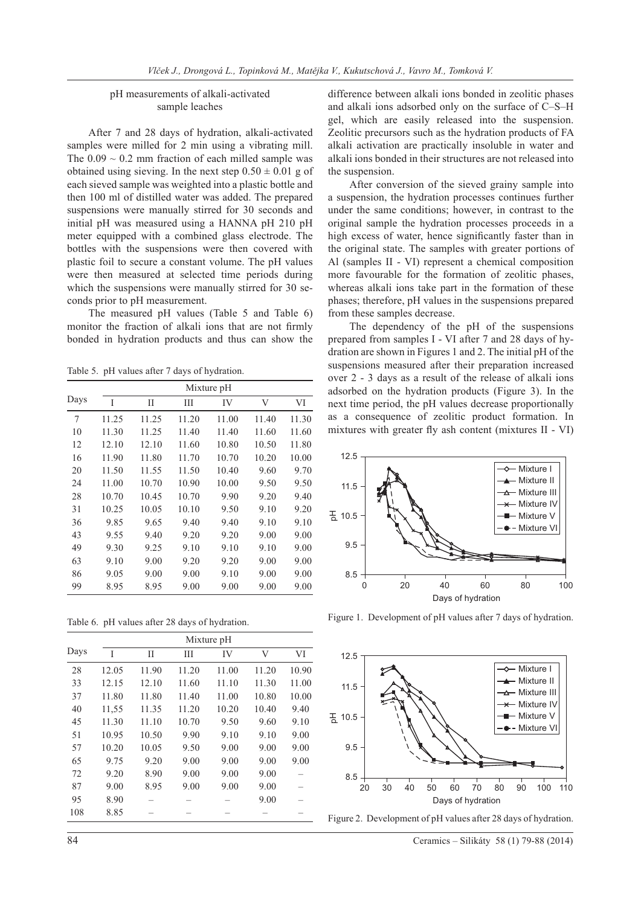### pH measurements of alkali-activated sample leaches

After 7 and 28 days of hydration, alkali-activated samples were milled for 2 min using a vibrating mill. The 0.09 ~ 0.2 mm fraction of each milled sample was obtained using sieving. In the next step 0.50 ± 0.01 g of each sieved sample was weighted into a plastic bottle and then 100 ml of distilled water was added. The prepared suspensions were manually stirred for 30 seconds and initial pH was measured using a HANNA pH 210 pH meter equipped with a combined glass electrode. The bottles with the suspensions were then covered with plastic foil to secure a constant volume. The pH values were then measured at selected time periods during which the suspensions were manually stirred for 30 seconds prior to pH measurement.

The measured pH values (Table 5 and Table 6) monitor the fraction of alkali ions that are not firmly bonded in hydration products and thus can show the difference between alkali ions bonded in zeolitic phases and alkali ions adsorbed only on the surface of C–S–H gel, which are easily released into the suspension. Zeolitic precursors such as the hydration products of FA alkali activation are practically insoluble in water and alkali ions bonded in their structures are not released into the suspension.

After conversion of the sieved grainy sample into a suspension, the hydration processes continues further under the same conditions; however, in contrast to the original sample the hydration processes proceeds in a high excess of water, hence significantly faster than in the original state. The samples with greater portions of Al (samples II - VI) represent a chemical composition more favourable for the formation of zeolitic phases, whereas alkali ions take part in the formation of these phases; therefore, pH values in the suspensions prepared from these samples decrease.

The dependency of the pH of the suspensions prepared from samples I - VI after 7 and 28 days of hydration are shown in Figures 1 and 2. The initial pH of the suspensions measured after their preparation increased over 2 - 3 days as a result of the release of alkali ions adsorbed on the hydration products (Figure 3). In the next time period, the pH values decrease proportionally as a consequence of zeolitic product formation. In mixtures with greater fly ash content (mixtures II - VI)

Table 5. pH values after 7 days of hydration.

| Days | Mixture pH | | | | | |
|---|---|---|---|---|---|---|
| | I | II | III | IV | V | VI |
| 7 | 11.25 | 11.25 | 11.20 | 11.00 | 11.40 | 11.30 |
| 10 | 11.30 | 11.25 | 11.40 | 11.40 | 11.60 | 11.60 |
| 12 | 12.10 | 12.10 | 11.60 | 10.80 | 10.50 | 11.80 |
| 16 | 11.90 | 11.80 | 11.70 | 10.70 | 10.20 | 10.00 |
| 20 | 11.50 | 11.55 | 11.50 | 10.40 | 9.60 | 9.70 |
| 24 | 11.00 | 10.70 | 10.90 | 10.00 | 9.50 | 9.50 |
| 28 | 10.70 | 10.45 | 10.70 | 9.90 | 9.20 | 9.40 |
| 31 | 10.25 | 10.05 | 10.10 | 9.50 | 9.10 | 9.20 |
| 36 | 9.85 | 9.65 | 9.40 | 9.40 | 9.10 | 9.10 |
| 43 | 9.55 | 9.40 | 9.20 | 9.20 | 9.00 | 9.00 |
| 49 | 9.30 | 9.25 | 9.10 | 9.10 | 9.10 | 9.00 |
| 63 | 9.10 | 9.00 | 9.20 | 9.20 | 9.00 | 9.00 |
| 86 | 9.05 | 9.00 | 9.00 | 9.10 | 9.00 | 9.00 |
| 99 | 8.95 | 8.95 | 9.00 | 9.00 | 9.00 | 9.00 |

Table 6. pH values after 28 days of hydration.

| Days | Mixture pH | | | | | |
|---|---|---|---|---|---|---|
| | I | II | III | IV | V | VI |
| 28 | 12.05 | 11.90 | 11.20 | 11.00 | 11.20 | 10.90 |
| 33 | 12.15 | 12.10 | 11.60 | 11.10 | 11.30 | 11.00 |
| 37 | 11.80 | 11.80 | 11.40 | 11.00 | 10.80 | 10.00 |
| 40 | 11,55 | 11.35 | 11.20 | 10.20 | 10.40 | 9.40 |
| 45 | 11.30 | 11.10 | 10.70 | 9.50 | 9.60 | 9.10 |
| 51 | 10.95 | 10.50 | 9.90 | 9.10 | 9.10 | 9.00 |
| 57 | 10.20 | 10.05 | 9.50 | 9.00 | 9.00 | 9.00 |
| 65 | 9.75 | 9.20 | 9.00 | 9.00 | 9.00 | 9.00 |
| 72 | 9.20 | 8.90 | 9.00 | 9.00 | 9.00 | – |
| 87 | 9.00 | 8.95 | 9.00 | 9.00 | 9.00 | – |
| 95 | 8.90 | – | – | – | 9.00 | – |
| 108 | 8.85 | – | – | – | – | – |

Figure 1. Development of pH values after 7 days of hydration.

Figure 2. Development of pH values after 28 days of hydration.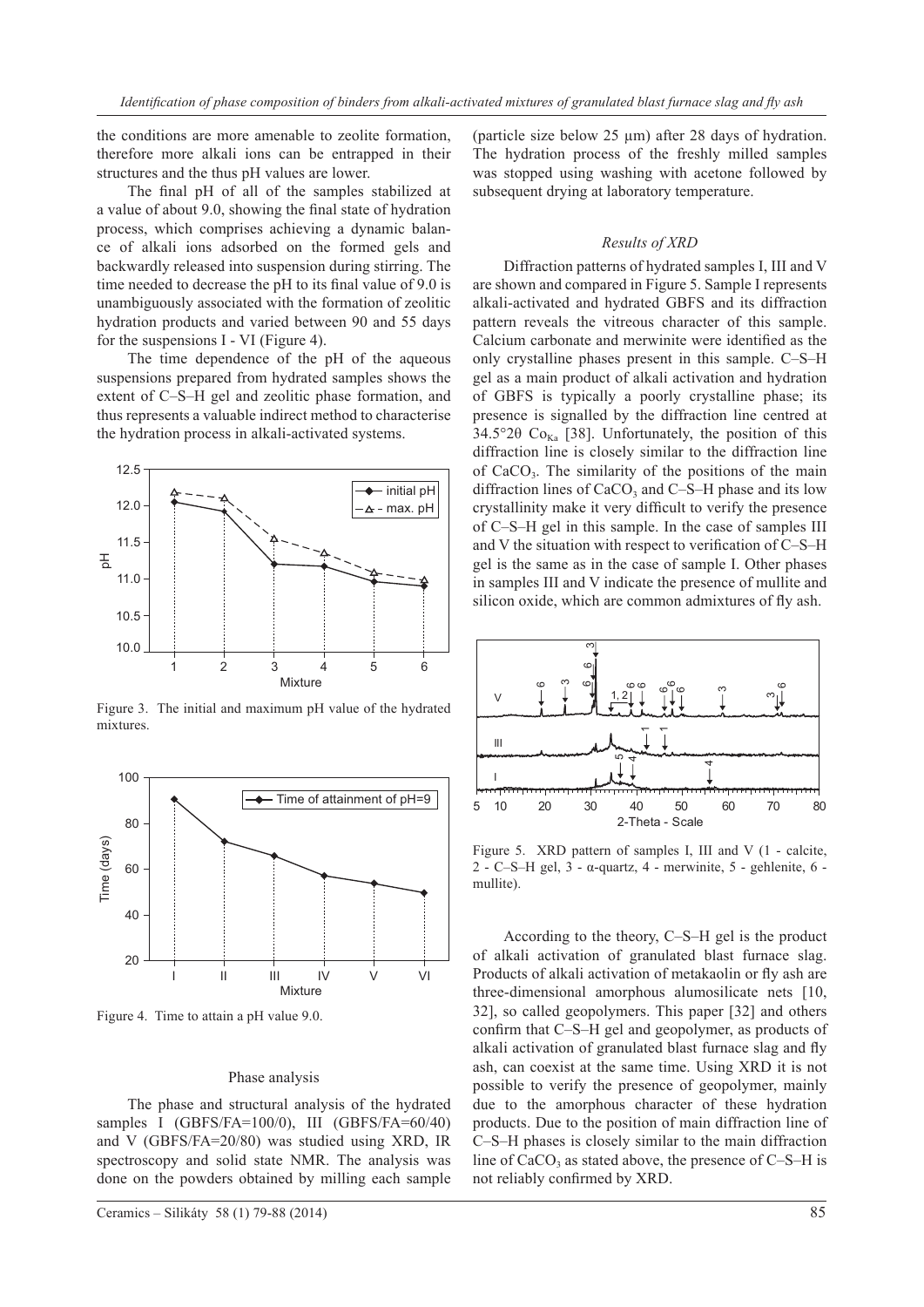the conditions are more amenable to zeolite formation, therefore more alkali ions can be entrapped in their structures and the thus pH values are lower.

The final pH of all of the samples stabilized at a value of about 9.0, showing the final state of hydration process, which comprises achieving a dynamic balance of alkali ions adsorbed on the formed gels and backwardly released into suspension during stirring. The time needed to decrease the pH to its final value of 9.0 is unambiguously associated with the formation of zeolitic hydration products and varied between 90 and 55 days for the suspensions I - VI (Figure 4).

The time dependence of the pH of the aqueous suspensions prepared from hydrated samples shows the extent of C–S–H gel and zeolitic phase formation, and thus represents a valuable indirect method to characterise the hydration process in alkali-activated systems.

Figure 3. The initial and maximum pH value of the hydrated mixtures.

Figure 4. Time to attain a pH value 9.0.

### Phase analysis

The phase and structural analysis of the hydrated samples I (GBFS/FA=100/0), III (GBFS/FA=60/40) and V (GBFS/FA=20/80) was studied using XRD, IR spectroscopy and solid state NMR. The analysis was done on the powders obtained by milling each sample (particle size below 25 μm) after 28 days of hydration. The hydration process of the freshly milled samples was stopped using washing with acetone followed by subsequent drying at laboratory temperature.

#### *Results of XRD*

Diffraction patterns of hydrated samples I, III and V are shown and compared in Figure 5. Sample I represents alkali-activated and hydrated GBFS and its diffraction pattern reveals the vitreous character of this sample. Calcium carbonate and merwinite were identified as the only crystalline phases present in this sample. C–S–H gel as a main product of alkali activation and hydration of GBFS is typically a poorly crystalline phase; its presence is signalled by the diffraction line centred at 34.5°2θ $Co_{K\alpha}$ [38]. Unfortunately, the position of this diffraction line is closely similar to the diffraction line of $CaCO_3$. The similarity of the positions of the main diffraction lines of $CaCO_3$ and C–S–H phase and its low crystallinity make it very difficult to verify the presence of C–S–H gel in this sample. In the case of samples III and V the situation with respect to verification of C–S–H gel is the same as in the case of sample I. Other phases in samples III and V indicate the presence of mullite and silicon oxide, which are common admixtures of fly ash.

Figure 5. XRD pattern of samples I, III and V (1 - calcite, 2 - C–S–H gel, 3 - α-quartz, 4 - merwinite, 5 - gehlenite, 6 - mullite).

According to the theory, C–S–H gel is the product of alkali activation of granulated blast furnace slag. Products of alkali activation of metakaolin or fly ash are three-dimensional amorphous alumosilicate nets [10, 32], so called geopolymers. This paper [32] and others confirm that C–S–H gel and geopolymer, as products of alkali activation of granulated blast furnace slag and fly ash, can coexist at the same time. Using XRD it is not possible to verify the presence of geopolymer, mainly due to the amorphous character of these hydration products. Due to the position of main diffraction line of C–S–H phases is closely similar to the main diffraction line of $CaCO_3$ as stated above, the presence of C–S–H is not reliably confirmed by XRD.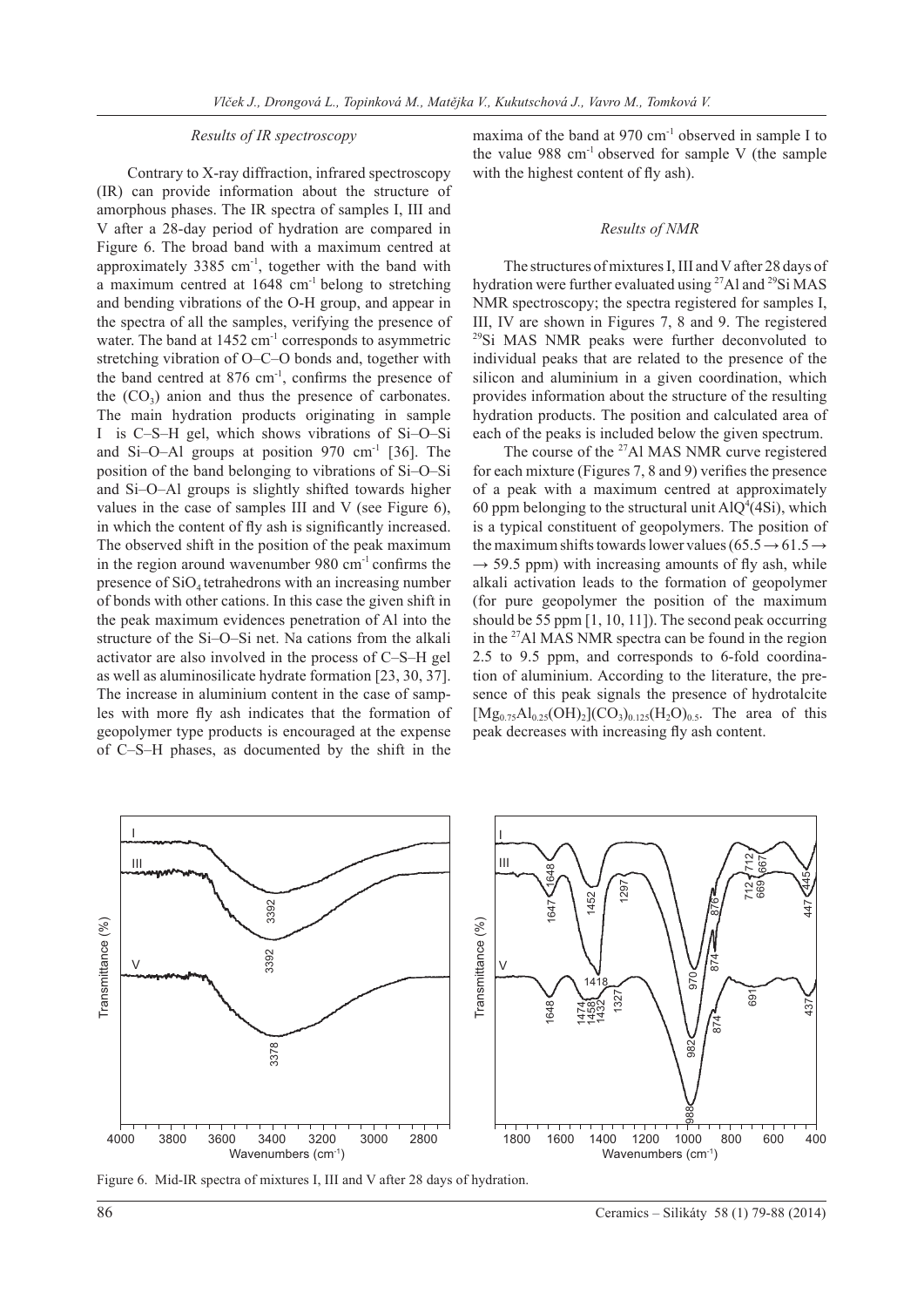### Results of IR spectroscopy

Contrary to X-ray diffraction, infrared spectroscopy (IR) can provide information about the structure of amorphous phases. The IR spectra of samples I, III and V after a 28-day period of hydration are compared in Figure 6. The broad band with a maximum centred at approximately 3385 $cm^{-1}$, together with the band with a maximum centred at 1648 $cm^{-1}$ belong to stretching and bending vibrations of the O-H group, and appear in the spectra of all the samples, verifying the presence of water. The band at 1452 $cm^{-1}$ corresponds to asymmetric stretching vibration of O–C–O bonds and, together with the band centred at 876 $cm^{-1}$, confirms the presence of the $(CO_3)$ anion and thus the presence of carbonates. The main hydration products originating in sample I is C–S–H gel, which shows vibrations of Si–O–Si and Si–O–Al groups at position 970 $cm^{-1}$ [36]. The position of the band belonging to vibrations of Si–O–Si and Si–O–Al groups is slightly shifted towards higher values in the case of samples III and V (see Figure 6), in which the content of fly ash is significantly increased. The observed shift in the position of the peak maximum in the region around wavenumber 980 $cm^{-1}$ confirms the presence of $SiO_4$ tetrahedrons with an increasing number of bonds with other cations. In this case the given shift in the peak maximum evidences penetration of Al into the structure of the Si–O–Si net. Na cations from the alkali activator are also involved in the process of C–S–H gel as well as aluminosilicate hydrate formation [23, 30, 37]. The increase in aluminium content in the case of samples with more fly ash indicates that the formation of geopolymer type products is encouraged at the expense of C–S–H phases, as documented by the shift in the maxima of the band at 970 $cm^{-1}$ observed in sample I to the value 988 $cm^{-1}$ observed for sample V (the sample with the highest content of fly ash).

### Results of NMR

The structures of mixtures I, III and V after 28 days of hydration were further evaluated using $^{27}Al$ and $^{29}Si$ MAS NMR spectroscopy; the spectra registered for samples I, III, IV are shown in Figures 7, 8 and 9. The registered $^{29}Si$ MAS NMR peaks were further deconvoluted to individual peaks that are related to the presence of the silicon and aluminium in a given coordination, which provides information about the structure of the resulting hydration products. The position and calculated area of each of the peaks is included below the given spectrum.

The course of the $^{27}Al$ MAS NMR curve registered for each mixture (Figures 7, 8 and 9) verifies the presence of a peak with a maximum centred at approximately 60 ppm belonging to the structural unit $AlQ^4(4Si)$, which is a typical constituent of geopolymers. The position of the maximum shifts towards lower values ($65.5 \rightarrow 61.5 \rightarrow \rightarrow 59.5$ ppm) with increasing amounts of fly ash, while alkali activation leads to the formation of geopolymer (for pure geopolymer the position of the maximum should be 55 ppm [1, 10, 11]). The second peak occurring in the $^{27}Al$ MAS NMR spectra can be found in the region 2.5 to 9.5 ppm, and corresponds to 6-fold coordination of aluminium. According to the literature, the presence of this peak signals the presence of hydrotalcite $[Mg_{0.75}Al_{0.25}(OH)_2](CO_3)_{0.125}(H_2O)_{0.5}$. The area of this peak decreases with increasing fly ash content.

Figure 6. Mid-IR spectra of mixtures I, III and V after 28 days of hydration.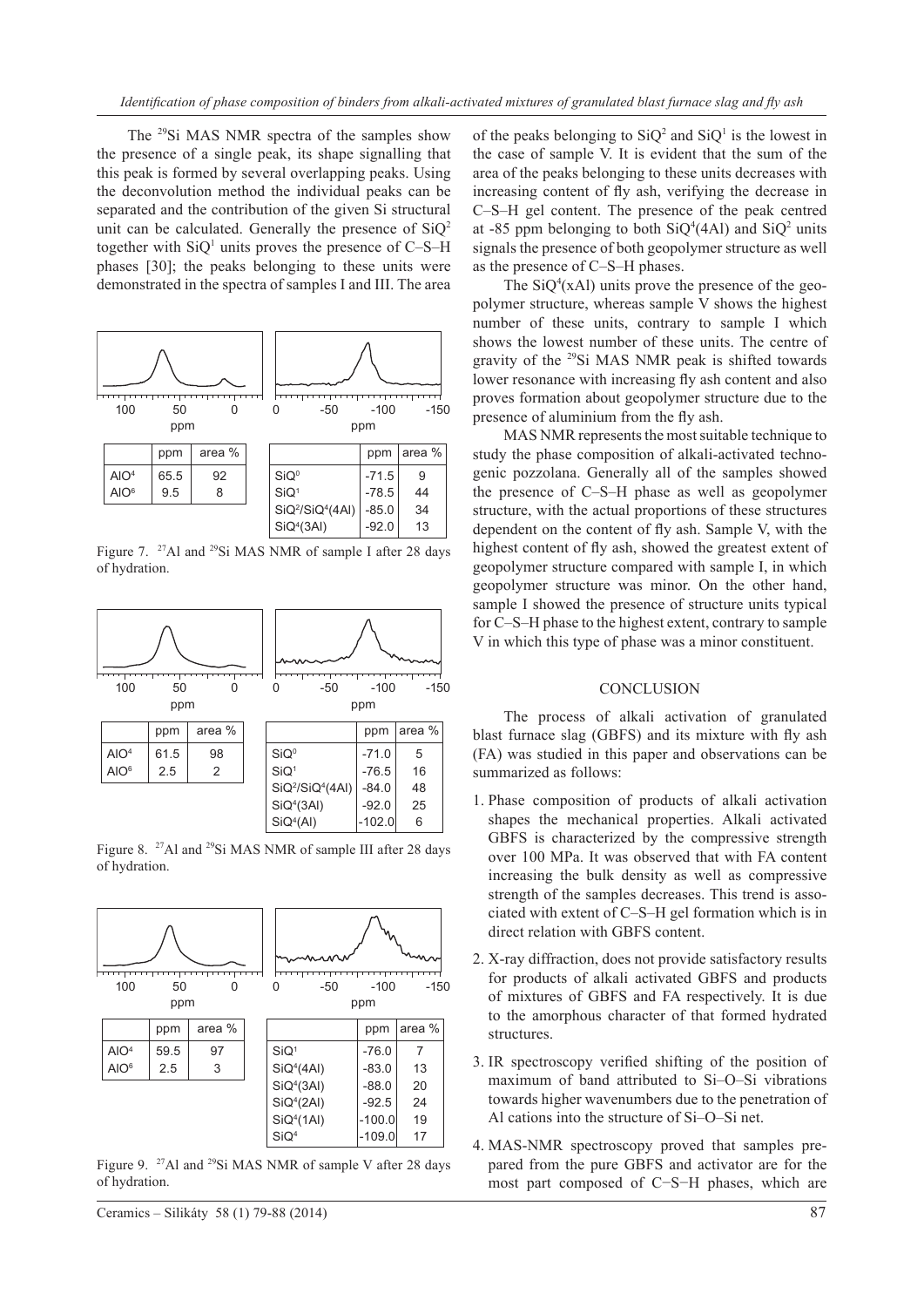The $^{29}Si$ MAS NMR spectra of the samples show the presence of a single peak, its shape signalling that this peak is formed by several overlapping peaks. Using the deconvolution method the individual peaks can be separated and the contribution of the given Si structural unit can be calculated. Generally the presence of $SiQ^2$ together with $SiQ^1$ units proves the presence of C–S–H phases [30]; the peaks belonging to these units were demonstrated in the spectra of samples I and III. The area of the peaks belonging to $SiQ^2$ and $SiQ^1$ is the lowest in the case of sample V. It is evident that the sum of the area of the peaks belonging to these units decreases with increasing content of fly ash, verifying the decrease in C–S–H gel content. The presence of the peak centred at -85 ppm belonging to both $SiQ^4(4Al)$ and $SiQ^2$ units signals the presence of both geopolymer structure as well as the presence of C–S–H phases.

|  | ppm | area % |
|---|---|---|
| $AlO^4$ | 65.5 | 92 |
| $AlO^6$ | 9.5 | 8 |

|  | ppm | area % |
|---|---|---|
| $SiQ^0$ | -71.5 | 9 |
| $SiQ^1$ | -78.5 | 44 |
| $SiQ^2/SiQ^4(4Al)$ | -85.0 | 34 |
| $SiQ^4(3Al)$ | -92.0 | 13 |

Figure 7. $^{27}Al$ and $^{29}Si$ MAS NMR of sample I after 28 days of hydration.

|  | ppm | area % |
|---|---|---|
| $AlO^4$ | 61.5 | 98 |
| $AlO^6$ | 2.5 | 2 |

|  | ppm | area % |
|---|---|---|
| $SiQ^0$ | -71.0 | 5 |
| $SiQ^1$ | -76.5 | 16 |
| $SiQ^2/SiQ^4(4Al)$ | -84.0 | 48 |
| $SiQ^4(3Al)$ | -92.0 | 25 |
| $SiQ^4(Al)$ | -102.0 | 6 |

Figure 8. $^{27}Al$ and $^{29}Si$ MAS NMR of sample III after 28 days of hydration.

|  | ppm | area % |
|---|---|---|
| $AlO^4$ | 59.5 | 97 |
| $AlO^6$ | 2.5 | 3 |

|  | ppm | area % |
|---|---|---|
| $SiQ^1$ | -76.0 | 7 |
| $SiQ^4(4Al)$ | -83.0 | 13 |
| $SiQ^4(3Al)$ | -88.0 | 20 |
| $SiQ^4(2Al)$ | -92.5 | 24 |
| $SiQ^4(1Al)$ | -100.0 | 19 |
| $SiQ^4$ | -109.0 | 17 |

Figure 9. $^{27}Al$ and $^{29}Si$ MAS NMR of sample V after 28 days of hydration.

The $SiQ^4(xAl)$ units prove the presence of the geopolymer structure, whereas sample V shows the highest number of these units, contrary to sample I which shows the lowest number of these units. The centre of gravity of the $^{29}Si$ MAS NMR peak is shifted towards lower resonance with increasing fly ash content and also proves formation about geopolymer structure due to the presence of aluminium from the fly ash.

MAS NMR represents the most suitable technique to study the phase composition of alkali-activated technogenic pozzolana. Generally all of the samples showed the presence of C–S–H phase as well as geopolymer structure, with the actual proportions of these structures dependent on the content of fly ash. Sample V, with the highest content of fly ash, showed the greatest extent of geopolymer structure compared with sample I, in which geopolymer structure was minor. On the other hand, sample I showed the presence of structure units typical for C–S–H phase to the highest extent, contrary to sample V in which this type of phase was a minor constituent.

## CONCLUSION

The process of alkali activation of granulated blast furnace slag (GBFS) and its mixture with fly ash (FA) was studied in this paper and observations can be summarized as follows:

1. Phase composition of products of alkali activation shapes the mechanical properties. Alkali activated GBFS is characterized by the compressive strength over 100 MPa. It was observed that with FA content increasing the bulk density as well as compressive strength of the samples decreases. This trend is associated with extent of C–S–H gel formation which is in direct relation with GBFS content.
2. X-ray diffraction, does not provide satisfactory results for products of alkali activated GBFS and products of mixtures of GBFS and FA respectively. It is due to the amorphous character of that formed hydrated structures.
3. IR spectroscopy verified shifting of the position of maximum of band attributed to Si–O–Si vibrations towards higher wavenumbers due to the penetration of Al cations into the structure of Si–O–Si net.
4. MAS-NMR spectroscopy proved that samples prepared from the pure GBFS and activator are for the most part composed of C−S−H phases, which are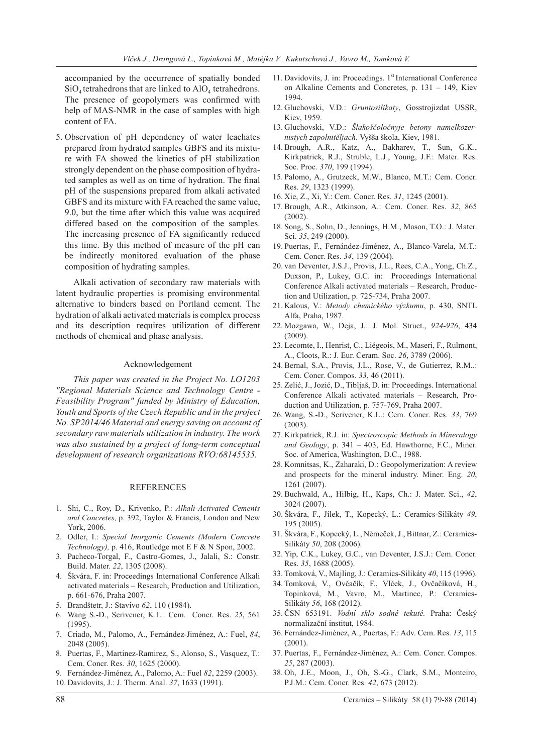accompanied by the occurrence of spatially bonded $SiO_4$ tetrahedrons that are linked to $AlO_4$ tetrahedrons. The presence of geopolymers was confirmed with help of MAS-NMR in the case of samples with high content of FA.

5. Observation of pH dependency of water leachates prepared from hydrated samples GBFS and its mixture with FA showed the kinetics of pH stabilization strongly dependent on the phase composition of hydrated samples as well as on time of hydration. The final pH of the suspensions prepared from alkali activated GBFS and its mixture with FA reached the same value, 9.0, but the time after which this value was acquired differed based on the composition of the samples. The increasing presence of FA significantly reduced this time. By this method of measure of the pH can be indirectly monitored evaluation of the phase composition of hydrating samples.

Alkali activation of secondary raw materials with latent hydraulic properties is promising environmental alternative to binders based on Portland cement. The hydration of alkali activated materials is complex process and its description requires utilization of different methods of chemical and phase analysis.

## Acknowledgement

*This paper was created in the Project No. LO1203 "Regional Materials Science and Technology Centre - Feasibility Program" funded by Ministry of Education, Youth and Sports of the Czech Republic and in the project No. SP2014/46 Material and energy saving on account of secondary raw materials utilization in industry. The work was also sustained by a project of long-term conceptual development of research organizations RVO:68145535.*

## REFERENCES

1. Shi, C., Roy, D., Krivenko, P.: *Alkali-Activated Cements and Concretes,* p. 392, Taylor & Francis, London and New York, 2006.
2. Odler, I.: *Special Inorganic Cements (Modern Concrete Technology),* p. 416, Routledge mot E F & N Spon, 2002.
3. Pacheco-Torgal, F., Castro-Gomes, J., Jalali, S.: Constr. Build. Mater. *22*, 1305 (2008).
4. Škvára, F. in: Proceedings International Conference Alkali activated materials – Research, Production and Utilization, p. 661-676, Praha 2007.
5. Brandštetr, J.: Stavivo *62*, 110 (1984).
6. Wang S.-D., Scrivener, K.L.: Cem. Concr. Res. *25*, 561 (1995).
7. Criado, M., Palomo, A., Fernández-Jiménez, A.: Fuel, *84*, 2048 (2005).
8. Puertas, F., Martinez-Ramirez, S., Alonso, S., Vasquez, T.: Cem. Concr. Res. *30*, 1625 (2000).
9. Fernández-Jiménez, A., Palomo, A.: Fuel *82*, 2259 (2003).
10. Davidovits, J.: J. Therm. Anal. *37*, 1633 (1991).
11. Davidovits, J. in: Proceedings. 1st International Conference on Alkaline Cements and Concretes, p. 131 – 149, Kiev 1994.
12. Gluchovski, V.D.: *Gruntosilikaty*, Gosstrojizdat USSR, Kiev, 1959.
13. Gluchovski, V.D.: *Šlakoščoločnyje betony namelkozernistych zapolnitěljach*. Vyšša škola, Kiev, 1981.
14. Brough, A.R., Katz, A., Bakharev, T., Sun, G.K., Kirkpatrick, R.J., Struble, L.J., Young, J.F.: Mater. Res. Soc. Proc. *370*, 199 (1994).
15. Palomo, A., Grutzeck, M.W., Blanco, M.T.: Cem. Concr. Res. *29*, 1323 (1999).
16. Xie, Z., Xi, Y.: Cem. Concr. Res. *31*, 1245 (2001).
17. Brough, A.R., Atkinson, A.: Cem. Concr. Res. *32*, 865 (2002).
18. Song, S., Sohn, D., Jennings, H.M., Mason, T.O.: J. Mater. Sci. *35*, 249 (2000).
19. Puertas, F., Fernández-Jiménez, A., Blanco-Varela, M.T.: Cem. Concr. Res. *34*, 139 (2004).
20. van Deventer, J.S.J., Provis, J.L., Rees, C.A., Yong, Ch.Z., Duxson, P., Lukey, G.C. in: Proceedings International Conference Alkali activated materials – Research, Production and Utilization, p. 725-734, Praha 2007.
21. Kalous, V.: *Metody chemického výzkumu*, p. 430, SNTL Alfa, Praha, 1987.
22. Mozgawa, W., Deja, J.: J. Mol. Struct., *924-926*, 434 (2009).
23. Lecomte, I., Henrist, C., Liégeois, M., Maseri, F., Rulmont, A., Cloots, R.: J. Eur. Ceram. Soc. *26*, 3789 (2006).
24. Bernal, S.A., Provis, J.L., Rose, V., de Gutierrez, R.M..: Cem. Concr. Compos. *33*, 46 (2011).
25. Zelić, J., Jozić, D., Tibljaš, D. in: Proceedings. International Conference Alkali activated materials – Research, Production and Utilization, p. 757-769, Praha 2007.
26. Wang, S.-D., Scrivener, K.L.: Cem. Concr. Res. *33*, 769 (2003).
27. Kirkpatrick, R.J. in: *Spectroscopic Methods in Mineralogy and Geology*, p. 341 – 403, Ed. Hawthorne, F.C., Miner. Soc. of America, Washington, D.C., 1988.
28. Komnitsas, K., Zaharaki, D.: Geopolymerization: A review and prospects for the mineral industry. Miner. Eng. *20*, 1261 (2007).
29. Buchwald, A., Hilbig, H., Kaps, Ch.: J. Mater. Sci., *42*, 3024 (2007).
30. Škvára, F., Jílek, T., Kopecký, L.: Ceramics-Silikáty *49*, 195 (2005).
31. Škvára, F., Kopecký, L., Němeček, J., Bittnar, Z.: Ceramics-Silikáty *50*, 208 (2006).
32. Yip, C.K., Lukey, G.C., van Deventer, J.S.J.: Cem. Concr. Res. *35*, 1688 (2005).
33. Tomková, V., Majling, J.: Ceramics-Silikáty *40*, 115 (1996).
34. Tomková, V., Ovčačík, F., Vlček, J., Ovčačíková, H., Topinková, M., Vavro, M., Martinec, P.: Ceramics-Silikáty *56*, 168 (2012).
35. ČSN 653191. *Vodní sklo sodné tekuté.* Praha: Český normalizační institut, 1984.
36. Fernández-Jiménez, A., Puertas, F.: Adv. Cem. Res. *13*, 115 (2001).
37. Puertas, F., Fernández-Jiménez, A.: Cem. Concr. Compos. *25*, 287 (2003).
38. Oh, J.E., Moon, J., Oh, S.-G., Clark, S.M., Monteiro, P.J.M.: Cem. Concr. Res. *42*, 673 (2012).